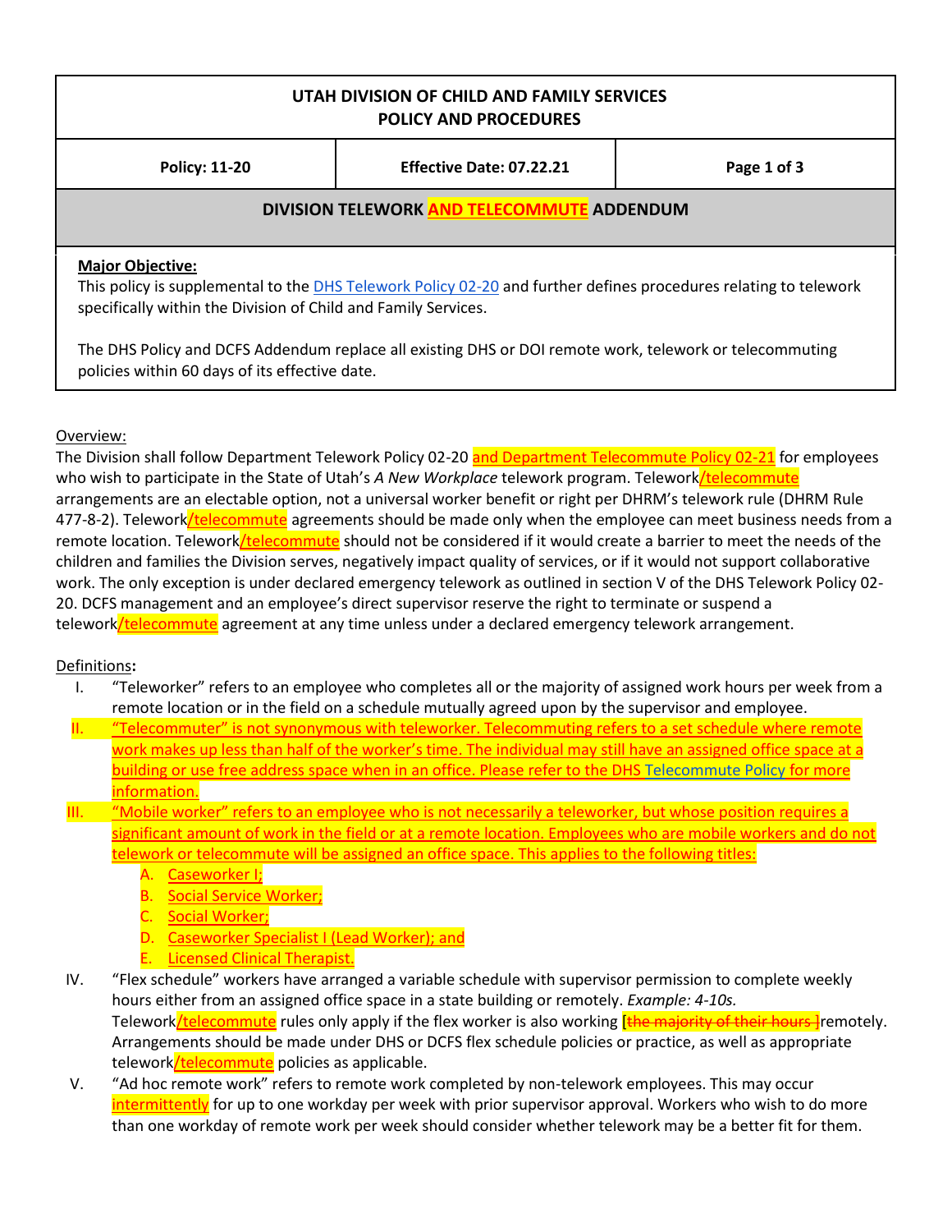# UTAH DIVISION OF CHILD AND FAMILY SERVICES POLICY AND PROCEDURES

| Policy: 11-20 | Effective Date: 07.22.21 | Page 1 of 3 |
|---|---|---|

## DIVISION TELEWORK AND TELECOMMUTE ADDENDUM

**Major Objective:**

This policy is supplemental to the DHS Telework Policy 02-20 and further defines procedures relating to telework specifically within the Division of Child and Family Services.

The DHS Policy and DCFS Addendum replace all existing DHS or DOI remote work, telework or telecommuting policies within 60 days of its effective date.

Overview:

The Division shall follow Department Telework Policy 02-20 and Department Telecommute Policy 02-21 for employees who wish to participate in the State of Utah's *A New Workplace* telework program. Telework/telecommute arrangements are an electable option, not a universal worker benefit or right per DHRM's telework rule (DHRM Rule 477-8-2). Telework/telecommute agreements should be made only when the employee can meet business needs from a remote location. Telework/telecommute should not be considered if it would create a barrier to meet the needs of the children and families the Division serves, negatively impact quality of services, or if it would not support collaborative work. The only exception is under declared emergency telework as outlined in section V of the DHS Telework Policy 02-20. DCFS management and an employee's direct supervisor reserve the right to terminate or suspend a telework/telecommute agreement at any time unless under a declared emergency telework arrangement.

Definitions**:**

I. "Teleworker" refers to an employee who completes all or the majority of assigned work hours per week from a remote location or in the field on a schedule mutually agreed upon by the supervisor and employee.

II. "Telecommuter" is not synonymous with teleworker. Telecommuting refers to a set schedule where remote work makes up less than half of the worker's time. The individual may still have an assigned office space at a building or use free address space when in an office. Please refer to the DHS Telecommute Policy for more information.

III. "Mobile worker" refers to an employee who is not necessarily a teleworker, but whose position requires a significant amount of work in the field or at a remote location. Employees who are mobile workers and do not telework or telecommute will be assigned an office space. This applies to the following titles:

   A. Caseworker I;
   B. Social Service Worker;
   C. Social Worker;
   D. Caseworker Specialist I (Lead Worker); and
   E. Licensed Clinical Therapist.

IV. "Flex schedule" workers have arranged a variable schedule with supervisor permission to complete weekly hours either from an assigned office space in a state building or remotely. *Example: 4-10s.* Telework/telecommute rules only apply if the flex worker is also working [~~the majority of their hours~~ ]remotely. Arrangements should be made under DHS or DCFS flex schedule policies or practice, as well as appropriate telework/telecommute policies as applicable.

V. "Ad hoc remote work" refers to remote work completed by non-telework employees. This may occur intermittently for up to one workday per week with prior supervisor approval. Workers who wish to do more than one workday of remote work per week should consider whether telework may be a better fit for them.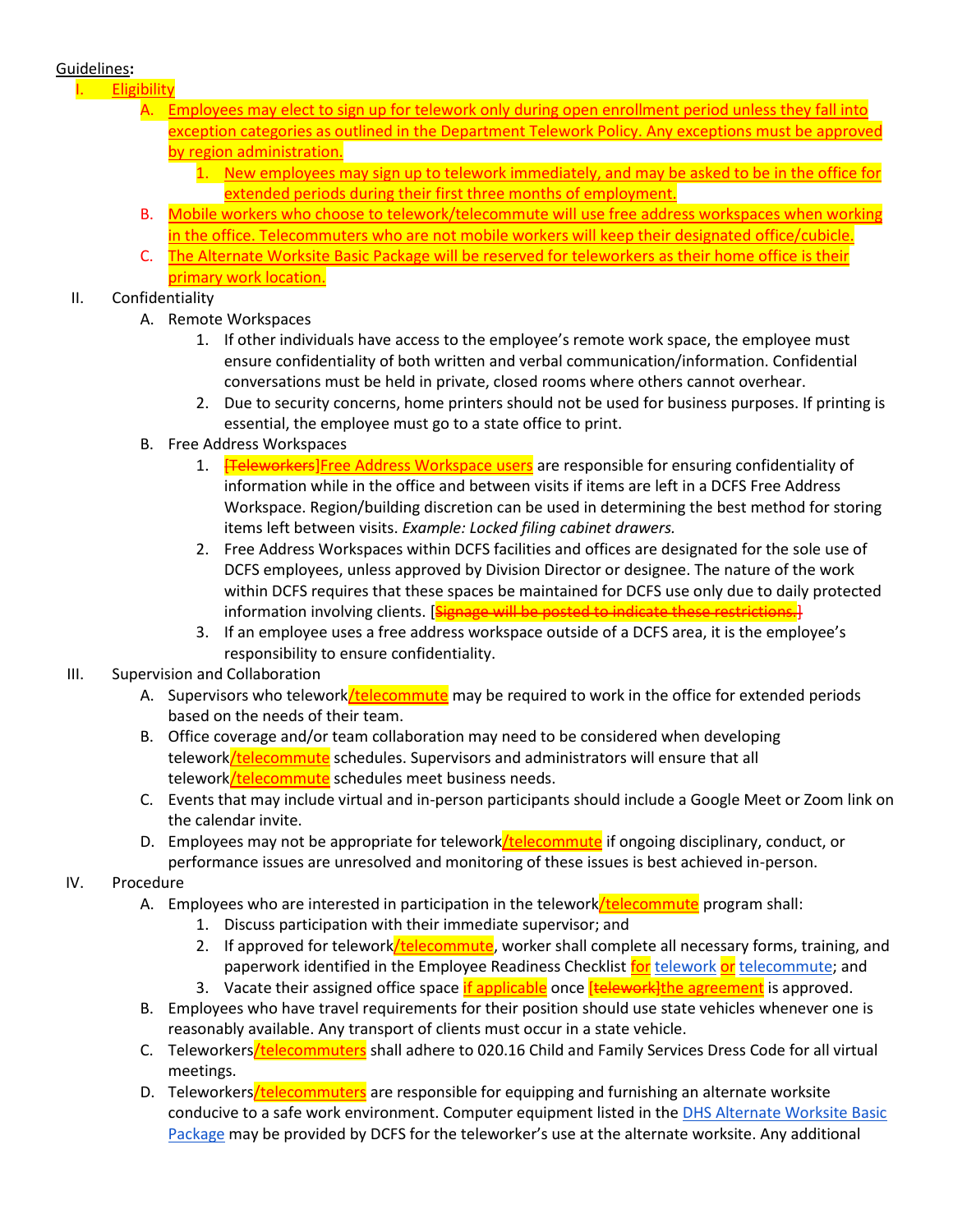Guidelines**:**

I. Eligibility

   A. Employees may elect to sign up for telework only during open enrollment period unless they fall into exception categories as outlined in the Department Telework Policy. Any exceptions must be approved by region administration.

      1. New employees may sign up to telework immediately, and may be asked to be in the office for extended periods during their first three months of employment.

   B. Mobile workers who choose to telework/telecommute will use free address workspaces when working in the office. Telecommuters who are not mobile workers will keep their designated office/cubicle.

   C. The Alternate Worksite Basic Package will be reserved for teleworkers as their home office is their primary work location.

II. Confidentiality

   A. Remote Workspaces

      1. If other individuals have access to the employee's remote work space, the employee must ensure confidentiality of both written and verbal communication/information. Confidential conversations must be held in private, closed rooms where others cannot overhear.

      2. Due to security concerns, home printers should not be used for business purposes. If printing is essential, the employee must go to a state office to print.

   B. Free Address Workspaces

      1. ~~[Teleworkers]~~Free Address Workspace users are responsible for ensuring confidentiality of information while in the office and between visits if items are left in a DCFS Free Address Workspace. Region/building discretion can be used in determining the best method for storing items left between visits. *Example: Locked filing cabinet drawers.*

      2. Free Address Workspaces within DCFS facilities and offices are designated for the sole use of DCFS employees, unless approved by Division Director or designee. The nature of the work within DCFS requires that these spaces be maintained for DCFS use only due to daily protected information involving clients. [~~Signage will be posted to indicate these restrictions.~~]

      3. If an employee uses a free address workspace outside of a DCFS area, it is the employee's responsibility to ensure confidentiality.

III. Supervision and Collaboration

   A. Supervisors who telework/telecommute may be required to work in the office for extended periods based on the needs of their team.

   B. Office coverage and/or team collaboration may need to be considered when developing telework/telecommute schedules. Supervisors and administrators will ensure that all telework/telecommute schedules meet business needs.

   C. Events that may include virtual and in-person participants should include a Google Meet or Zoom link on the calendar invite.

   D. Employees may not be appropriate for telework/telecommute if ongoing disciplinary, conduct, or performance issues are unresolved and monitoring of these issues is best achieved in-person.

IV. Procedure

   A. Employees who are interested in participation in the telework/telecommute program shall:

      1. Discuss participation with their immediate supervisor; and

      2. If approved for telework/telecommute, worker shall complete all necessary forms, training, and paperwork identified in the Employee Readiness Checklist for telework or telecommute; and

      3. Vacate their assigned office space if applicable once ~~[telework]~~the agreement is approved.

   B. Employees who have travel requirements for their position should use state vehicles whenever one is reasonably available. Any transport of clients must occur in a state vehicle.

   C. Teleworkers/telecommuters shall adhere to 020.16 Child and Family Services Dress Code for all virtual meetings.

   D. Teleworkers/telecommuters are responsible for equipping and furnishing an alternate worksite conducive to a safe work environment. Computer equipment listed in the DHS Alternate Worksite Basic Package may be provided by DCFS for the teleworker's use at the alternate worksite. Any additional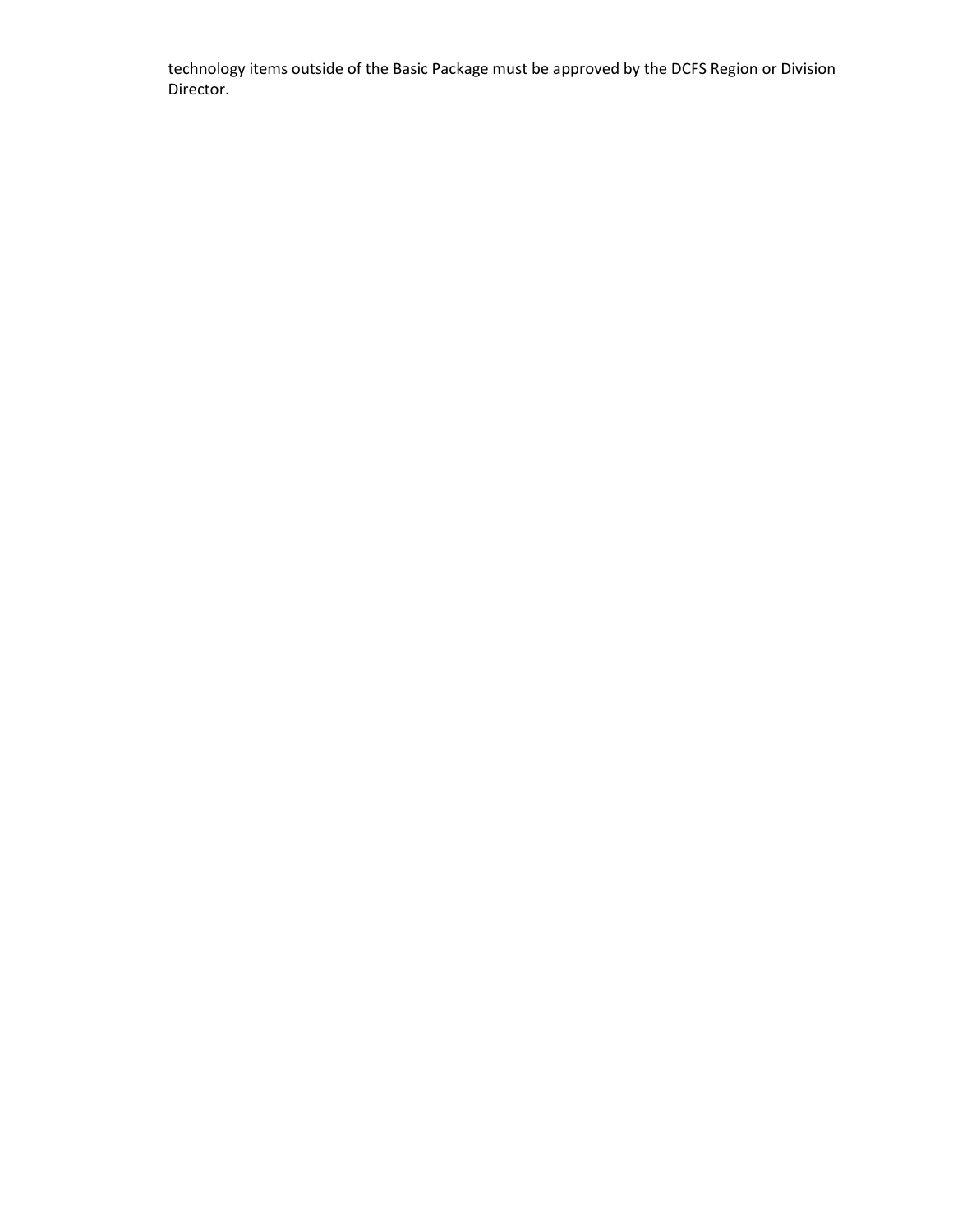technology items outside of the Basic Package must be approved by the DCFS Region or Division Director.